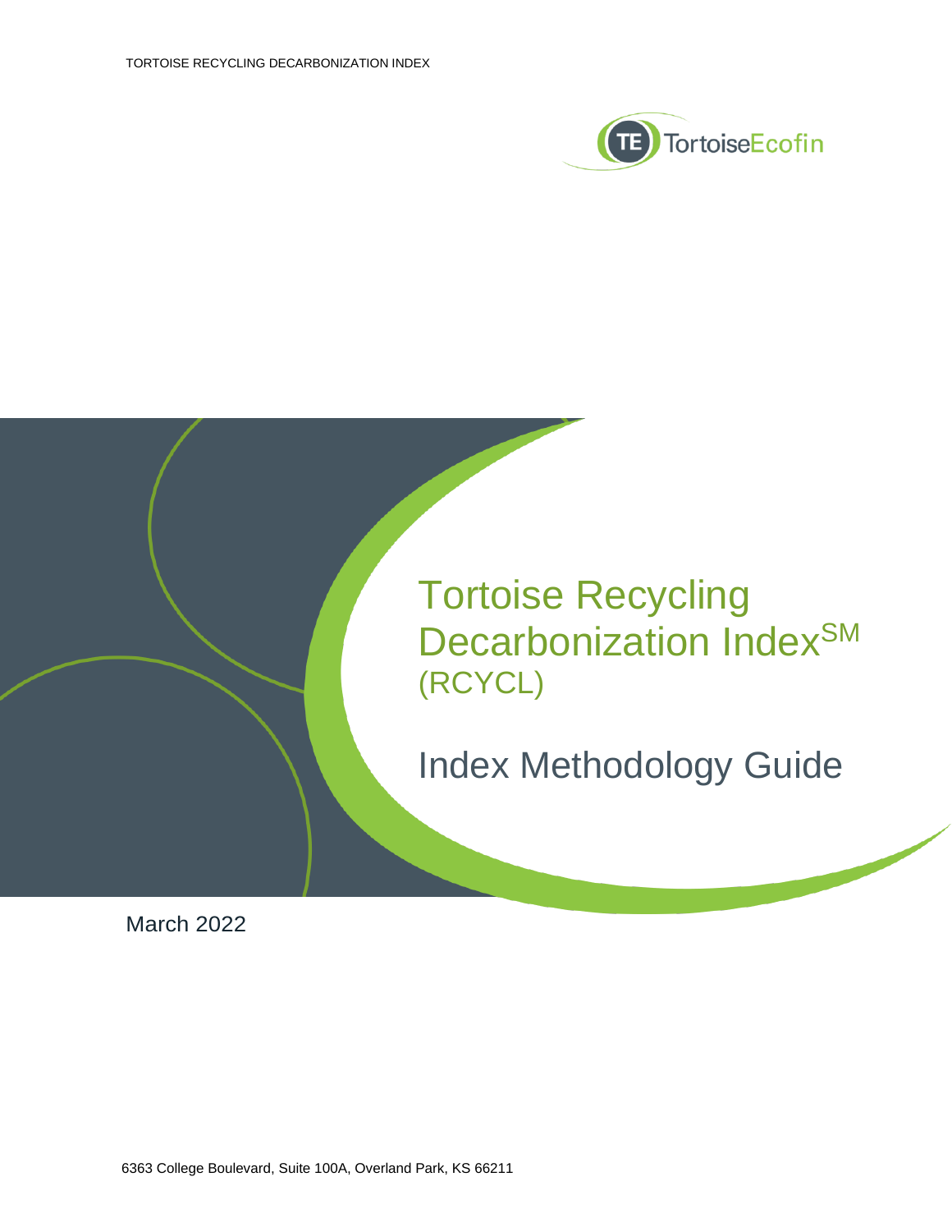# Tortoise Recycling Decarbonization Index$^{SM}$ (RCYCL)

## Index Methodology Guide

March 2022

6363 College Boulevard, Suite 100A, Overland Park, KS 66211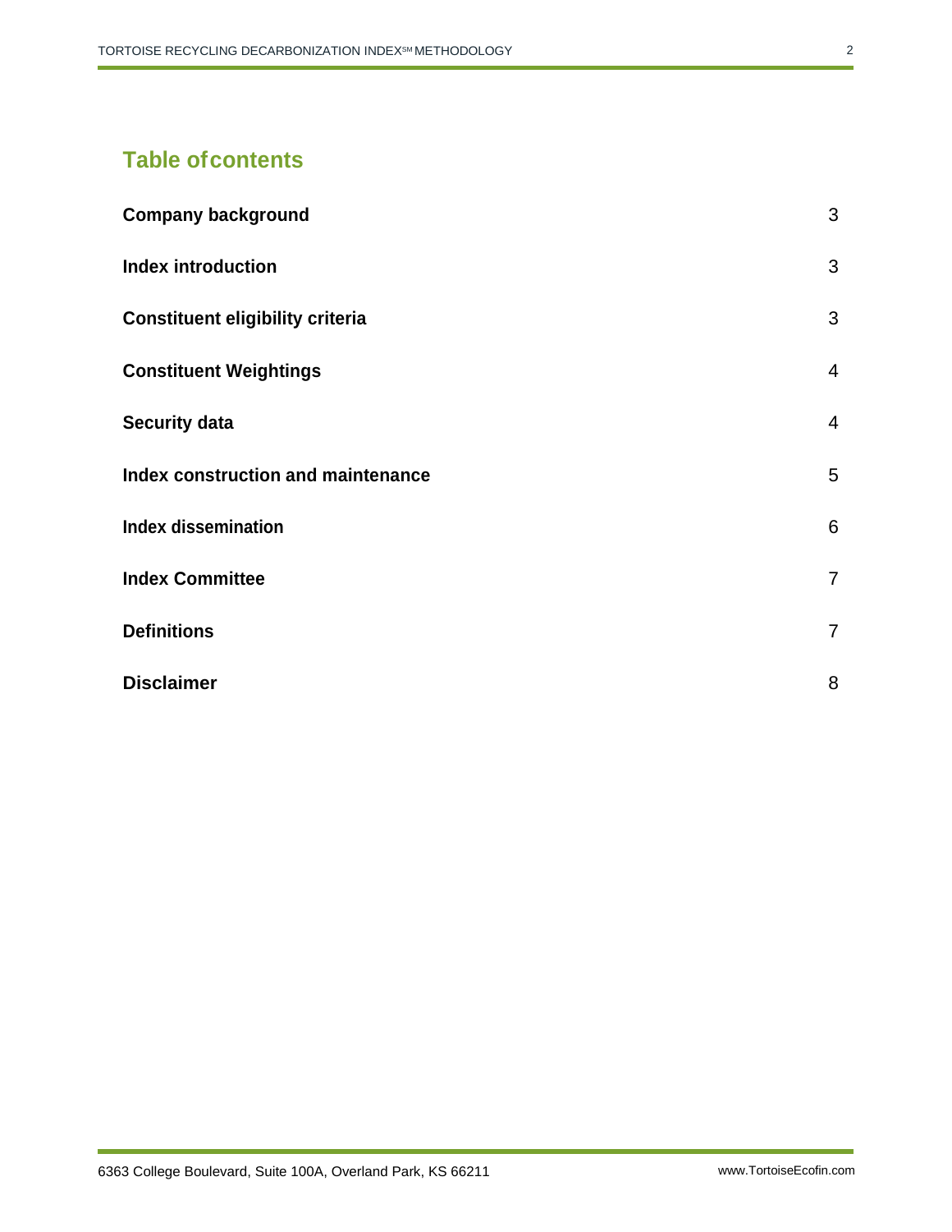## Table of contents

| | |
|---|---|
| **Company background** | 3 |
| **Index introduction** | 3 |
| **Constituent eligibility criteria** | 3 |
| **Constituent Weightings** | 4 |
| **Security data** | 4 |
| **Index construction and maintenance** | 5 |
| **Index dissemination** | 6 |
| **Index Committee** | 7 |
| **Definitions** | 7 |
| **Disclaimer** | 8 |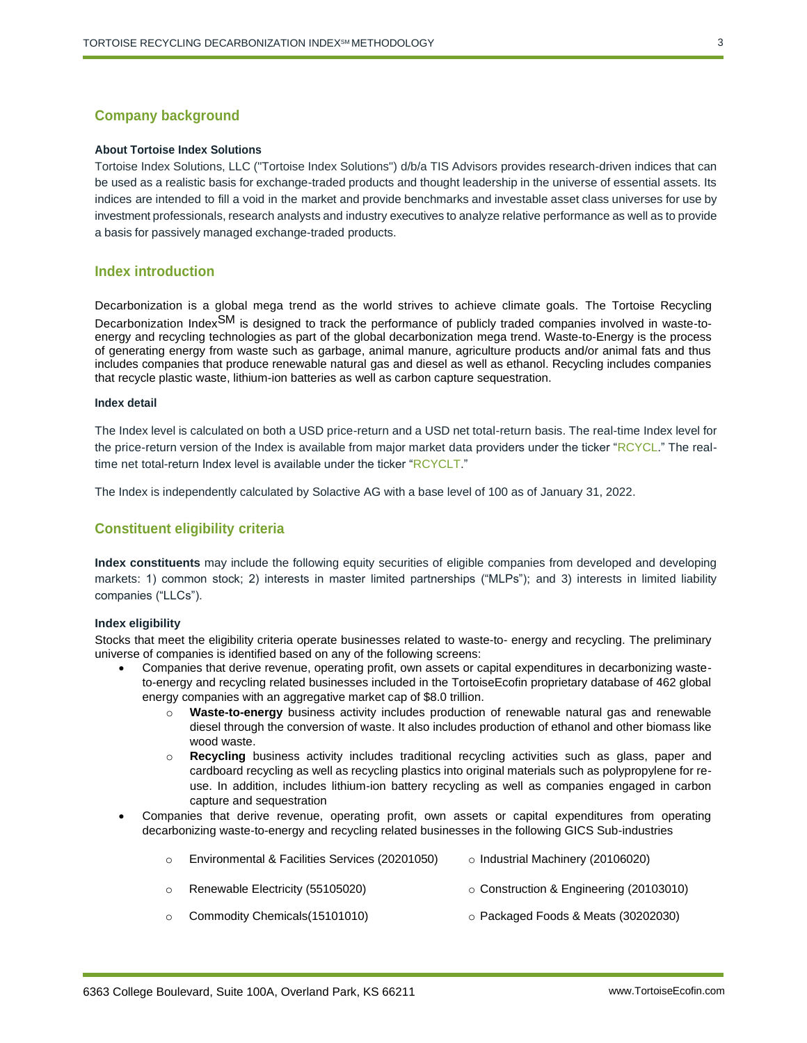## Company background

#### About Tortoise Index Solutions

Tortoise Index Solutions, LLC ("Tortoise Index Solutions") d/b/a TIS Advisors provides research-driven indices that can be used as a realistic basis for exchange-traded products and thought leadership in the universe of essential assets. Its indices are intended to fill a void in the market and provide benchmarks and investable asset class universes for use by investment professionals, research analysts and industry executives to analyze relative performance as well as to provide a basis for passively managed exchange-traded products.

## Index introduction

Decarbonization is a global mega trend as the world strives to achieve climate goals. The Tortoise Recycling Decarbonization Index[SM] is designed to track the performance of publicly traded companies involved in waste-to-energy and recycling technologies as part of the global decarbonization mega trend. Waste-to-Energy is the process of generating energy from waste such as garbage, animal manure, agriculture products and/or animal fats and thus includes companies that produce renewable natural gas and diesel as well as ethanol. Recycling includes companies that recycle plastic waste, lithium-ion batteries as well as carbon capture sequestration.

#### Index detail

The Index level is calculated on both a USD price-return and a USD net total-return basis. The real-time Index level for the price-return version of the Index is available from major market data providers under the ticker "RCYCL." The real-time net total-return Index level is available under the ticker "RCYCLT."

The Index is independently calculated by Solactive AG with a base level of 100 as of January 31, 2022.

## Constituent eligibility criteria

**Index constituents** may include the following equity securities of eligible companies from developed and developing markets: 1) common stock; 2) interests in master limited partnerships ("MLPs"); and 3) interests in limited liability companies ("LLCs").

#### Index eligibility

Stocks that meet the eligibility criteria operate businesses related to waste-to- energy and recycling. The preliminary universe of companies is identified based on any of the following screens:

- Companies that derive revenue, operating profit, own assets or capital expenditures in decarbonizing waste-to-energy and recycling related businesses included in the TortoiseEcofin proprietary database of 462 global energy companies with an aggregative market cap of $8.0 trillion.
  - **Waste-to-energy** business activity includes production of renewable natural gas and renewable diesel through the conversion of waste. It also includes production of ethanol and other biomass like wood waste.
  - **Recycling** business activity includes traditional recycling activities such as glass, paper and cardboard recycling as well as recycling plastics into original materials such as polypropylene for re-use. In addition, includes lithium-ion battery recycling as well as companies engaged in carbon capture and sequestration
- Companies that derive revenue, operating profit, own assets or capital expenditures from operating decarbonizing waste-to-energy and recycling related businesses in the following GICS Sub-industries
  - Environmental & Facilities Services (20201050)
  - Renewable Electricity (55105020)
  - Commodity Chemicals(15101010)
  - Industrial Machinery (20106020)
  - Construction & Engineering (20103010)
  - Packaged Foods & Meats (30202030)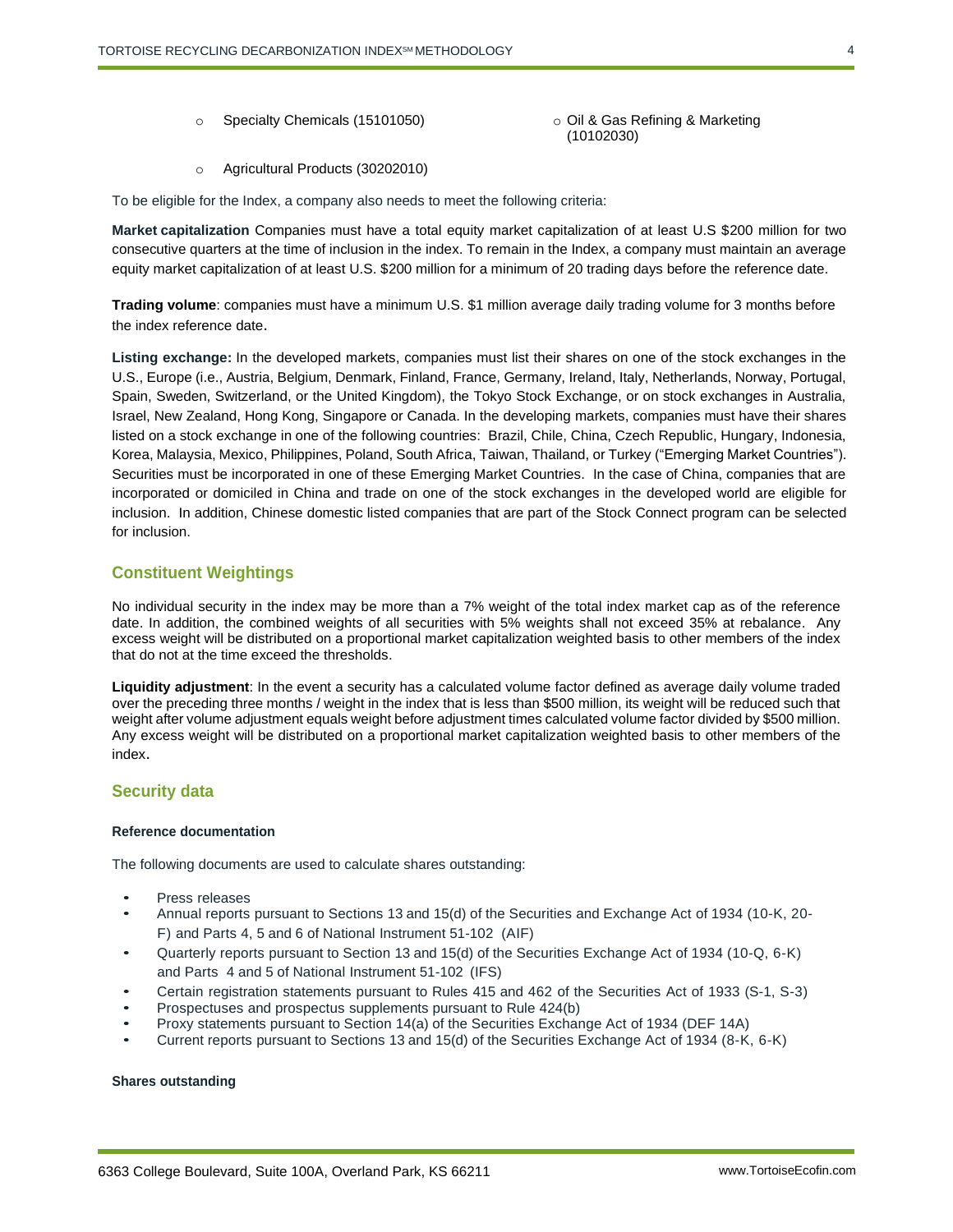- Specialty Chemicals (15101050)
- Oil & Gas Refining & Marketing (10102030)
- Agricultural Products (30202010)

To be eligible for the Index, a company also needs to meet the following criteria:

**Market capitalization** Companies must have a total equity market capitalization of at least U.S $200 million for two consecutive quarters at the time of inclusion in the index. To remain in the Index, a company must maintain an average equity market capitalization of at least U.S. $200 million for a minimum of 20 trading days before the reference date.

**Trading volume**: companies must have a minimum U.S. $1 million average daily trading volume for 3 months before the index reference date.

**Listing exchange:** In the developed markets, companies must list their shares on one of the stock exchanges in the U.S., Europe (i.e., Austria, Belgium, Denmark, Finland, France, Germany, Ireland, Italy, Netherlands, Norway, Portugal, Spain, Sweden, Switzerland, or the United Kingdom), the Tokyo Stock Exchange, or on stock exchanges in Australia, Israel, New Zealand, Hong Kong, Singapore or Canada. In the developing markets, companies must have their shares listed on a stock exchange in one of the following countries: Brazil, Chile, China, Czech Republic, Hungary, Indonesia, Korea, Malaysia, Mexico, Philippines, Poland, South Africa, Taiwan, Thailand, or Turkey ("Emerging Market Countries"). Securities must be incorporated in one of these Emerging Market Countries. In the case of China, companies that are incorporated or domiciled in China and trade on one of the stock exchanges in the developed world are eligible for inclusion. In addition, Chinese domestic listed companies that are part of the Stock Connect program can be selected for inclusion.

## Constituent Weightings

No individual security in the index may be more than a 7% weight of the total index market cap as of the reference date. In addition, the combined weights of all securities with 5% weights shall not exceed 35% at rebalance. Any excess weight will be distributed on a proportional market capitalization weighted basis to other members of the index that do not at the time exceed the thresholds.

**Liquidity adjustment**: In the event a security has a calculated volume factor defined as average daily volume traded over the preceding three months / weight in the index that is less than $500 million, its weight will be reduced such that weight after volume adjustment equals weight before adjustment times calculated volume factor divided by $500 million. Any excess weight will be distributed on a proportional market capitalization weighted basis to other members of the index.

## Security data

### Reference documentation

The following documents are used to calculate shares outstanding:

- Press releases
- Annual reports pursuant to Sections 13 and 15(d) of the Securities and Exchange Act of 1934 (10-K, 20-F) and Parts 4, 5 and 6 of National Instrument 51-102 (AIF)
- Quarterly reports pursuant to Section 13 and 15(d) of the Securities Exchange Act of 1934 (10-Q, 6-K) and Parts 4 and 5 of National Instrument 51-102 (IFS)
- Certain registration statements pursuant to Rules 415 and 462 of the Securities Act of 1933 (S-1, S-3)
- Prospectuses and prospectus supplements pursuant to Rule 424(b)
- Proxy statements pursuant to Section 14(a) of the Securities Exchange Act of 1934 (DEF 14A)
- Current reports pursuant to Sections 13 and 15(d) of the Securities Exchange Act of 1934 (8-K, 6-K)

### Shares outstanding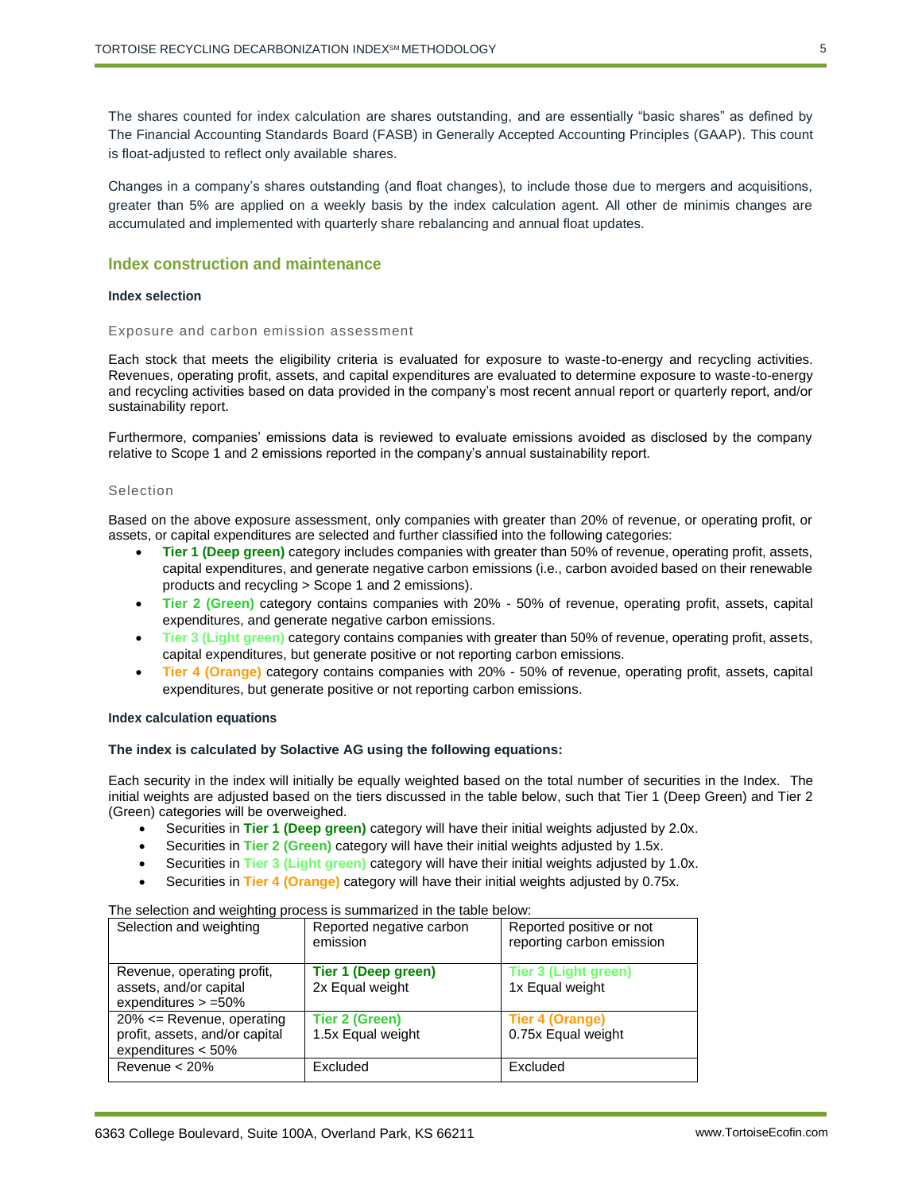The shares counted for index calculation are shares outstanding, and are essentially "basic shares" as defined by The Financial Accounting Standards Board (FASB) in Generally Accepted Accounting Principles (GAAP). This count is float-adjusted to reflect only available shares.

Changes in a company's shares outstanding (and float changes), to include those due to mergers and acquisitions, greater than 5% are applied on a weekly basis by the index calculation agent. All other de minimis changes are accumulated and implemented with quarterly share rebalancing and annual float updates.

## Index construction and maintenance

### Index selection

#### Exposure and carbon emission assessment

Each stock that meets the eligibility criteria is evaluated for exposure to waste-to-energy and recycling activities. Revenues, operating profit, assets, and capital expenditures are evaluated to determine exposure to waste-to-energy and recycling activities based on data provided in the company's most recent annual report or quarterly report, and/or sustainability report.

Furthermore, companies' emissions data is reviewed to evaluate emissions avoided as disclosed by the company relative to Scope 1 and 2 emissions reported in the company's annual sustainability report.

#### Selection

Based on the above exposure assessment, only companies with greater than 20% of revenue, or operating profit, or assets, or capital expenditures are selected and further classified into the following categories:

- **Tier 1 (Deep green)** category includes companies with greater than 50% of revenue, operating profit, assets, capital expenditures, and generate negative carbon emissions (i.e., carbon avoided based on their renewable products and recycling > Scope 1 and 2 emissions).
- **Tier 2 (Green)** category contains companies with 20% - 50% of revenue, operating profit, assets, capital expenditures, and generate negative carbon emissions.
- **Tier 3 (Light green)** category contains companies with greater than 50% of revenue, operating profit, assets, capital expenditures, but generate positive or not reporting carbon emissions.
- **Tier 4 (Orange)** category contains companies with 20% - 50% of revenue, operating profit, assets, capital expenditures, but generate positive or not reporting carbon emissions.

### Index calculation equations

**The index is calculated by Solactive AG using the following equations:**

Each security in the index will initially be equally weighted based on the total number of securities in the Index. The initial weights are adjusted based on the tiers discussed in the table below, such that Tier 1 (Deep Green) and Tier 2 (Green) categories will be overweighed.

- Securities in **Tier 1 (Deep green)** category will have their initial weights adjusted by 2.0x.
- Securities in **Tier 2 (Green)** category will have their initial weights adjusted by 1.5x.
- Securities in **Tier 3 (Light green)** category will have their initial weights adjusted by 1.0x.
- Securities in **Tier 4 (Orange)** category will have their initial weights adjusted by 0.75x.

The selection and weighting process is summarized in the table below:

| Selection and weighting | Reported negative carbon emission | Reported positive or not reporting carbon emission |
|---|---|---|
| Revenue, operating profit, assets, and/or capital expenditures > =50% | **Tier 1 (Deep green)** 2x Equal weight | **Tier 3 (Light green)** 1x Equal weight |
| 20% <= Revenue, operating profit, assets, and/or capital expenditures < 50% | **Tier 2 (Green)** 1.5x Equal weight | **Tier 4 (Orange)** 0.75x Equal weight |
| Revenue < 20% | Excluded | Excluded |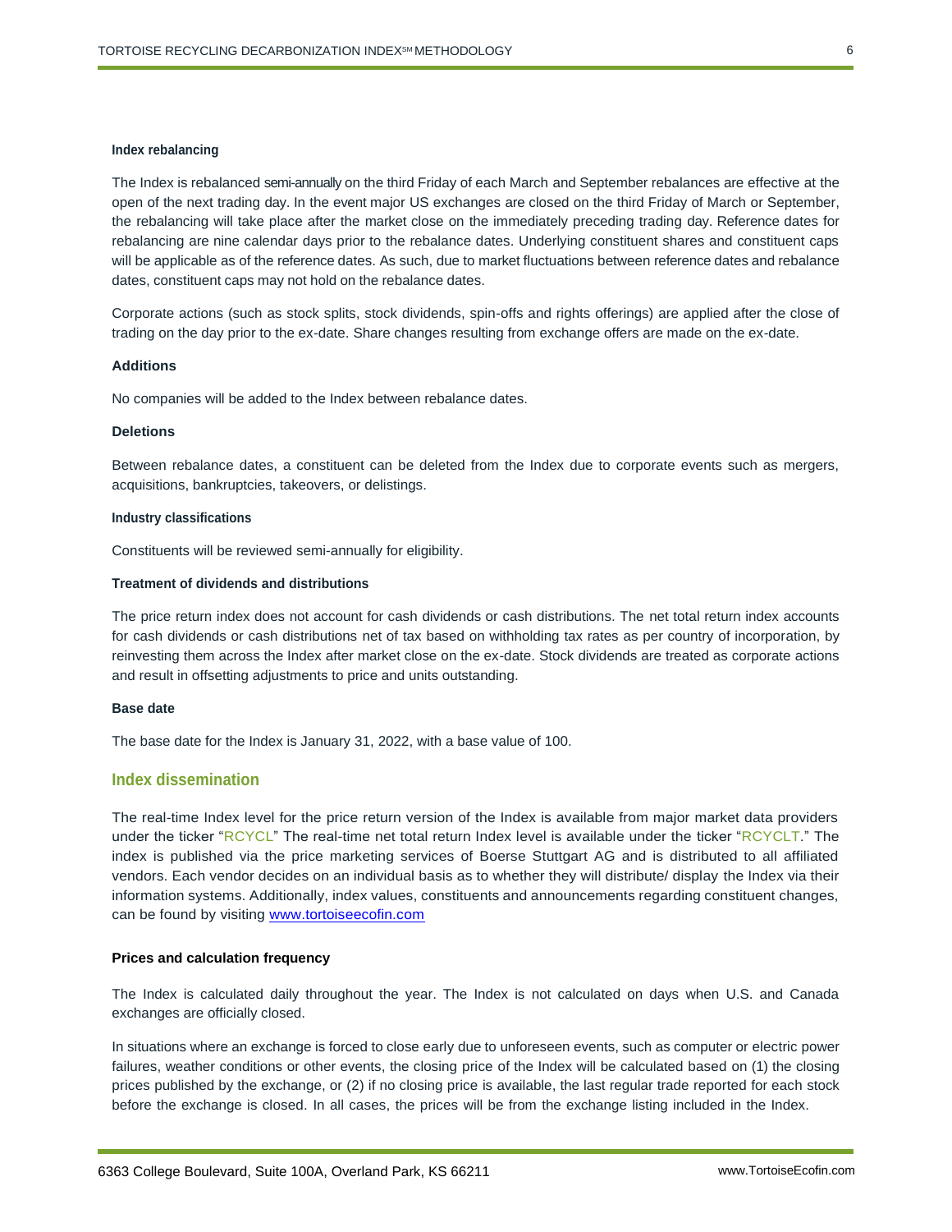### Index rebalancing

The Index is rebalanced semi-annually on the third Friday of each March and September rebalances are effective at the open of the next trading day. In the event major US exchanges are closed on the third Friday of March or September, the rebalancing will take place after the market close on the immediately preceding trading day. Reference dates for rebalancing are nine calendar days prior to the rebalance dates. Underlying constituent shares and constituent caps will be applicable as of the reference dates. As such, due to market fluctuations between reference dates and rebalance dates, constituent caps may not hold on the rebalance dates.

Corporate actions (such as stock splits, stock dividends, spin-offs and rights offerings) are applied after the close of trading on the day prior to the ex-date. Share changes resulting from exchange offers are made on the ex-date.

### Additions

No companies will be added to the Index between rebalance dates.

### Deletions

Between rebalance dates, a constituent can be deleted from the Index due to corporate events such as mergers, acquisitions, bankruptcies, takeovers, or delistings.

### Industry classifications

Constituents will be reviewed semi-annually for eligibility.

### Treatment of dividends and distributions

The price return index does not account for cash dividends or cash distributions. The net total return index accounts for cash dividends or cash distributions net of tax based on withholding tax rates as per country of incorporation, by reinvesting them across the Index after market close on the ex-date. Stock dividends are treated as corporate actions and result in offsetting adjustments to price and units outstanding.

### Base date

The base date for the Index is January 31, 2022, with a base value of 100.

## Index dissemination

The real-time Index level for the price return version of the Index is available from major market data providers under the ticker "RCYCL" The real-time net total return Index level is available under the ticker "RCYCLT." The index is published via the price marketing services of Boerse Stuttgart AG and is distributed to all affiliated vendors. Each vendor decides on an individual basis as to whether they will distribute/ display the Index via their information systems. Additionally, index values, constituents and announcements regarding constituent changes, can be found by visiting [www.tortoiseecofin.com](http://www.tortoiseecofin.com)

### Prices and calculation frequency

The Index is calculated daily throughout the year. The Index is not calculated on days when U.S. and Canada exchanges are officially closed.

In situations where an exchange is forced to close early due to unforeseen events, such as computer or electric power failures, weather conditions or other events, the closing price of the Index will be calculated based on (1) the closing prices published by the exchange, or (2) if no closing price is available, the last regular trade reported for each stock before the exchange is closed. In all cases, the prices will be from the exchange listing included in the Index.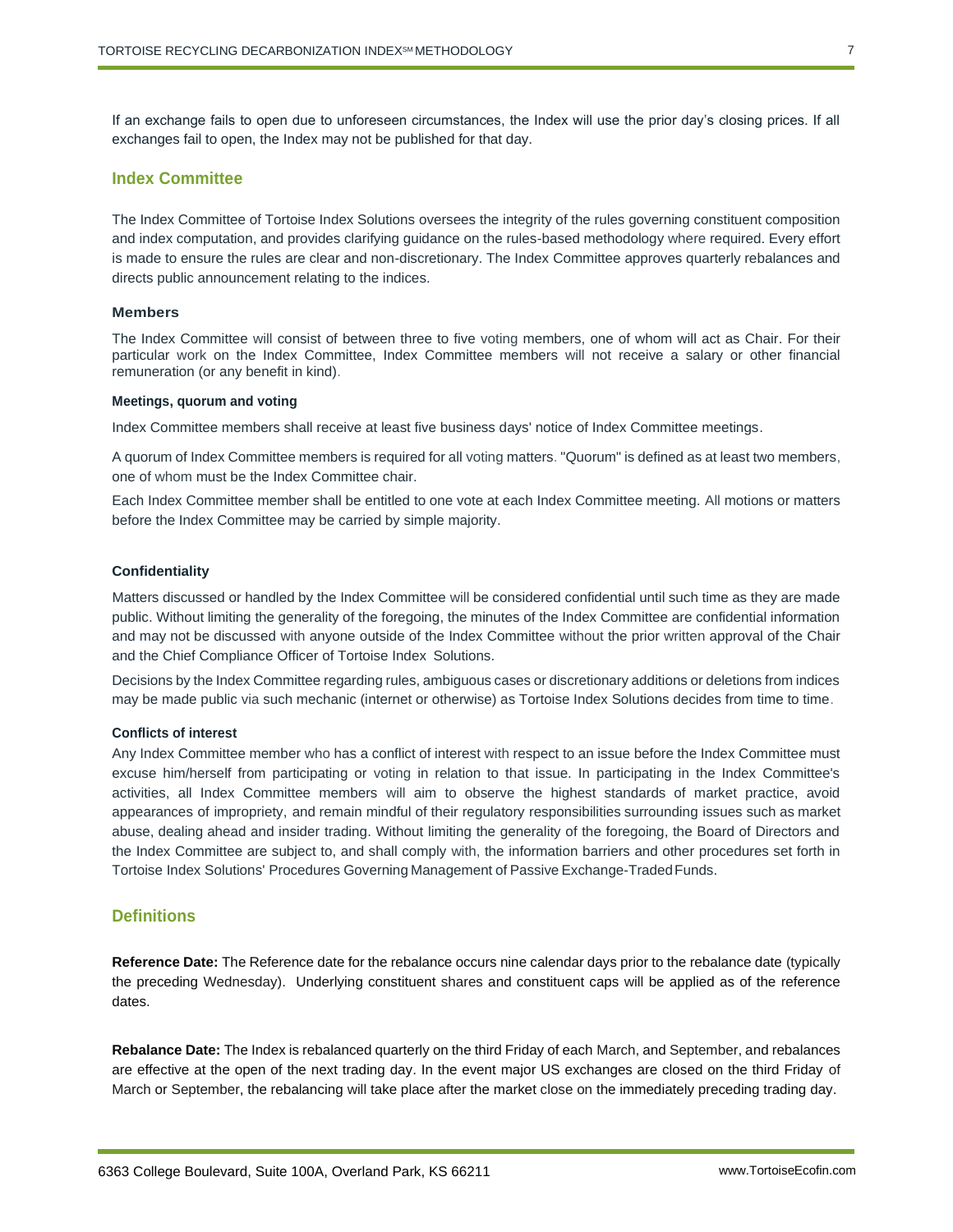If an exchange fails to open due to unforeseen circumstances, the Index will use the prior day's closing prices. If all exchanges fail to open, the Index may not be published for that day.

## Index Committee

The Index Committee of Tortoise Index Solutions oversees the integrity of the rules governing constituent composition and index computation, and provides clarifying guidance on the rules-based methodology where required. Every effort is made to ensure the rules are clear and non-discretionary. The Index Committee approves quarterly rebalances and directs public announcement relating to the indices.

### Members

The Index Committee will consist of between three to five voting members, one of whom will act as Chair. For their particular work on the Index Committee, Index Committee members will not receive a salary or other financial remuneration (or any benefit in kind).

#### Meetings, quorum and voting

Index Committee members shall receive at least five business days' notice of Index Committee meetings.

A quorum of Index Committee members is required for all voting matters. "Quorum" is defined as at least two members, one of whom must be the Index Committee chair.

Each Index Committee member shall be entitled to one vote at each Index Committee meeting. All motions or matters before the Index Committee may be carried by simple majority.

#### Confidentiality

Matters discussed or handled by the Index Committee will be considered confidential until such time as they are made public. Without limiting the generality of the foregoing, the minutes of the Index Committee are confidential information and may not be discussed with anyone outside of the Index Committee without the prior written approval of the Chair and the Chief Compliance Officer of Tortoise Index Solutions.

Decisions by the Index Committee regarding rules, ambiguous cases or discretionary additions or deletions from indices may be made public via such mechanic (internet or otherwise) as Tortoise Index Solutions decides from time to time.

#### Conflicts of interest

Any Index Committee member who has a conflict of interest with respect to an issue before the Index Committee must excuse him/herself from participating or voting in relation to that issue. In participating in the Index Committee's activities, all Index Committee members will aim to observe the highest standards of market practice, avoid appearances of impropriety, and remain mindful of their regulatory responsibilities surrounding issues such as market abuse, dealing ahead and insider trading. Without limiting the generality of the foregoing, the Board of Directors and the Index Committee are subject to, and shall comply with, the information barriers and other procedures set forth in Tortoise Index Solutions' Procedures Governing Management of Passive Exchange-Traded Funds.

## Definitions

**Reference Date:** The Reference date for the rebalance occurs nine calendar days prior to the rebalance date (typically the preceding Wednesday). Underlying constituent shares and constituent caps will be applied as of the reference dates.

**Rebalance Date:** The Index is rebalanced quarterly on the third Friday of each March, and September, and rebalances are effective at the open of the next trading day. In the event major US exchanges are closed on the third Friday of March or September, the rebalancing will take place after the market close on the immediately preceding trading day.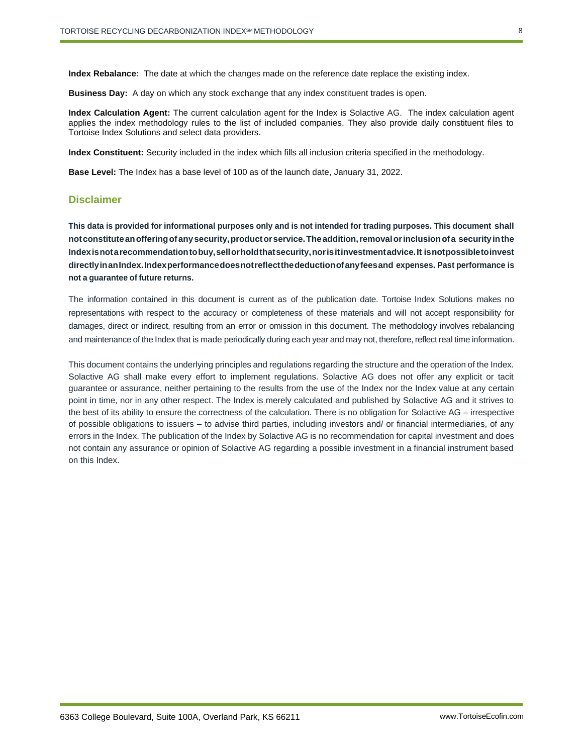**Index Rebalance:** The date at which the changes made on the reference date replace the existing index.

**Business Day:** A day on which any stock exchange that any index constituent trades is open.

**Index Calculation Agent:** The current calculation agent for the Index is Solactive AG. The index calculation agent applies the index methodology rules to the list of included companies. They also provide daily constituent files to Tortoise Index Solutions and select data providers.

**Index Constituent:** Security included in the index which fills all inclusion criteria specified in the methodology.

**Base Level:** The Index has a base level of 100 as of the launch date, January 31, 2022.

## Disclaimer

**This data is provided for informational purposes only and is not intended for trading purposes. This document shall not constitute an offering of any security, product or service. The addition, removal or inclusion of a security in the Index is not a recommendation to buy, sell or hold that security, nor is it investment advice. It is not possible to invest directly in an Index. Index performance does not reflect the deduction of any fees and expenses. Past performance is not a guarantee of future returns.**

The information contained in this document is current as of the publication date. Tortoise Index Solutions makes no representations with respect to the accuracy or completeness of these materials and will not accept responsibility for damages, direct or indirect, resulting from an error or omission in this document. The methodology involves rebalancing and maintenance of the Index that is made periodically during each year and may not, therefore, reflect real time information.

This document contains the underlying principles and regulations regarding the structure and the operation of the Index. Solactive AG shall make every effort to implement regulations. Solactive AG does not offer any explicit or tacit guarantee or assurance, neither pertaining to the results from the use of the Index nor the Index value at any certain point in time, nor in any other respect. The Index is merely calculated and published by Solactive AG and it strives to the best of its ability to ensure the correctness of the calculation. There is no obligation for Solactive AG – irrespective of possible obligations to issuers – to advise third parties, including investors and/ or financial intermediaries, of any errors in the Index. The publication of the Index by Solactive AG is no recommendation for capital investment and does not contain any assurance or opinion of Solactive AG regarding a possible investment in a financial instrument based on this Index.